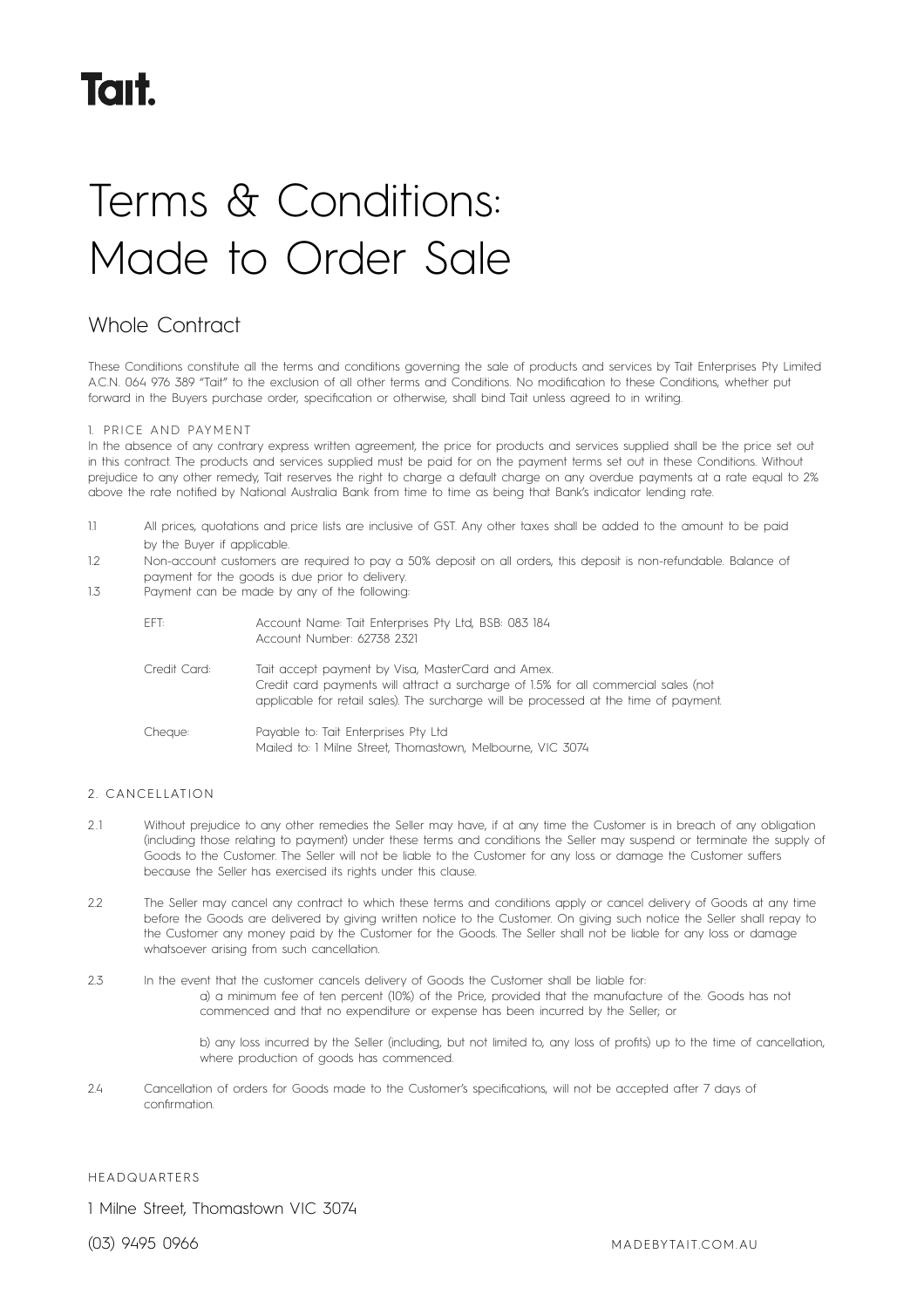# Tait.

# Terms & Conditions: Made to Order Sale

## Whole Contract

These Conditions constitute all the terms and conditions governing the sale of products and services by Tait Enterprises Pty Limited A.C.N. 064 976 389 "Tait" to the exclusion of all other terms and Conditions. No modification to these Conditions, whether put forward in the Buyers purchase order, specification or otherwise, shall bind Tait unless agreed to in writing.

### 1. PRICE AND PAYMENT

In the absence of any contrary express written agreement, the price for products and services supplied shall be the price set out in this contract. The products and services supplied must be paid for on the payment terms set out in these Conditions. Without prejudice to any other remedy, Tait reserves the right to charge a default charge on any overdue payments at a rate equal to 2% above the rate notified by National Australia Bank from time to time as being that Bank's indicator lending rate.

1.1 All prices, quotations and price lists are inclusive of GST. Any other taxes shall be added to the amount to be paid by the Buyer if applicable.

1.2 Non-account customers are required to pay a 50% deposit on all orders, this deposit is non-refundable. Balance of payment for the goods is due prior to delivery.

1.3 Payment can be made by any of the following:

| | |
|---|---|
| EFT: | Account Name: Tait Enterprises Pty Ltd, BSB: 083 184<br>Account Number: 62738 2321 |
| Credit Card: | Tait accept payment by Visa, MasterCard and Amex.<br>Credit card payments will attract a surcharge of 1.5% for all commercial sales (not applicable for retail sales). The surcharge will be processed at the time of payment. |
| Cheque: | Payable to: Tait Enterprises Pty Ltd<br>Mailed to: 1 Milne Street, Thomastown, Melbourne, VIC 3074 |

### 2. CANCELLATION

2.1 Without prejudice to any other remedies the Seller may have, if at any time the Customer is in breach of any obligation (including those relating to payment) under these terms and conditions the Seller may suspend or terminate the supply of Goods to the Customer. The Seller will not be liable to the Customer for any loss or damage the Customer suffers because the Seller has exercised its rights under this clause.

2.2 The Seller may cancel any contract to which these terms and conditions apply or cancel delivery of Goods at any time before the Goods are delivered by giving written notice to the Customer. On giving such notice the Seller shall repay to the Customer any money paid by the Customer for the Goods. The Seller shall not be liable for any loss or damage whatsoever arising from such cancellation.

2.3 In the event that the customer cancels delivery of Goods the Customer shall be liable for:

a) a minimum fee of ten percent (10%) of the Price, provided that the manufacture of the. Goods has not commenced and that no expenditure or expense has been incurred by the Seller; or

b) any loss incurred by the Seller (including, but not limited to, any loss of profits) up to the time of cancellation, where production of goods has commenced.

2.4 Cancellation of orders for Goods made to the Customer's specifications, will not be accepted after 7 days of confirmation.

HEADQUARTERS

1 Milne Street, Thomastown VIC 3074

(03) 9495 0966

MADEBYTAIT.COM.AU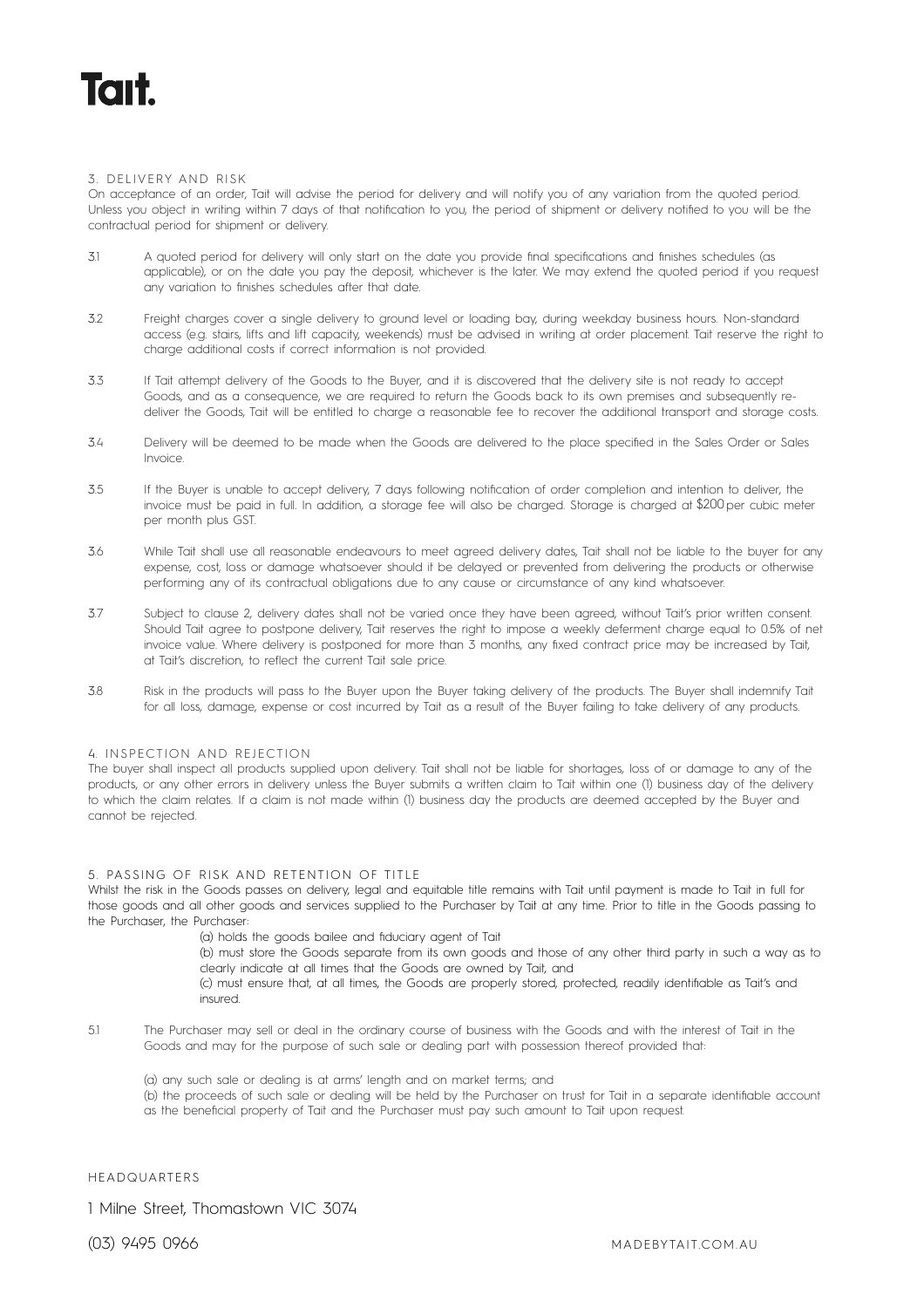## 3. DELIVERY AND RISK

On acceptance of an order, Tait will advise the period for delivery and will notify you of any variation from the quoted period. Unless you object in writing within 7 days of that notification to you, the period of shipment or delivery notified to you will be the contractual period for shipment or delivery.

3.1 A quoted period for delivery will only start on the date you provide final specifications and finishes schedules (as applicable), or on the date you pay the deposit, whichever is the later. We may extend the quoted period if you request any variation to finishes schedules after that date.

3.2 Freight charges cover a single delivery to ground level or loading bay, during weekday business hours. Non-standard access (e.g. stairs, lifts and lift capacity, weekends) must be advised in writing at order placement. Tait reserve the right to charge additional costs if correct information is not provided.

3.3 If Tait attempt delivery of the Goods to the Buyer, and it is discovered that the delivery site is not ready to accept Goods, and as a consequence, we are required to return the Goods back to its own premises and subsequently re-deliver the Goods, Tait will be entitled to charge a reasonable fee to recover the additional transport and storage costs.

3.4 Delivery will be deemed to be made when the Goods are delivered to the place specified in the Sales Order or Sales Invoice.

3.5 If the Buyer is unable to accept delivery, 7 days following notification of order completion and intention to deliver, the invoice must be paid in full. In addition, a storage fee will also be charged. Storage is charged at $200 per cubic meter per month plus GST.

3.6 While Tait shall use all reasonable endeavours to meet agreed delivery dates, Tait shall not be liable to the buyer for any expense, cost, loss or damage whatsoever should it be delayed or prevented from delivering the products or otherwise performing any of its contractual obligations due to any cause or circumstance of any kind whatsoever.

3.7 Subject to clause 2, delivery dates shall not be varied once they have been agreed, without Tait's prior written consent. Should Tait agree to postpone delivery, Tait reserves the right to impose a weekly deferment charge equal to 0.5% of net invoice value. Where delivery is postponed for more than 3 months, any fixed contract price may be increased by Tait, at Tait's discretion, to reflect the current Tait sale price.

3.8 Risk in the products will pass to the Buyer upon the Buyer taking delivery of the products. The Buyer shall indemnify Tait for all loss, damage, expense or cost incurred by Tait as a result of the Buyer failing to take delivery of any products.

## 4. INSPECTION AND REJECTION

The buyer shall inspect all products supplied upon delivery. Tait shall not be liable for shortages, loss of or damage to any of the products, or any other errors in delivery unless the Buyer submits a written claim to Tait within one (1) business day of the delivery to which the claim relates. If a claim is not made within (1) business day the products are deemed accepted by the Buyer and cannot be rejected.

## 5. PASSING OF RISK AND RETENTION OF TITLE

Whilst the risk in the Goods passes on delivery, legal and equitable title remains with Tait until payment is made to Tait in full for those goods and all other goods and services supplied to the Purchaser by Tait at any time. Prior to title in the Goods passing to the Purchaser, the Purchaser:

(a) holds the goods bailee and fiduciary agent of Tait

(b) must store the Goods separate from its own goods and those of any other third party in such a way as to clearly indicate at all times that the Goods are owned by Tait, and

(c) must ensure that, at all times, the Goods are properly stored, protected, readily identifiable as Tait's and insured.

5.1 The Purchaser may sell or deal in the ordinary course of business with the Goods and with the interest of Tait in the Goods and may for the purpose of such sale or dealing part with possession thereof provided that:

(a) any such sale or dealing is at arms' length and on market terms; and

(b) the proceeds of such sale or dealing will be held by the Purchaser on trust for Tait in a separate identifiable account as the beneficial property of Tait and the Purchaser must pay such amount to Tait upon request.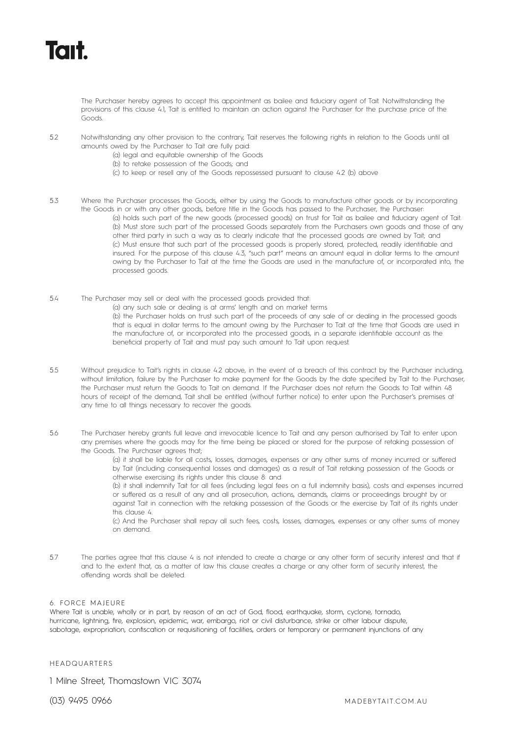The Purchaser hereby agrees to accept this appointment as bailee and fiduciary agent of Tait. Notwithstanding the provisions of this clause 4.1, Tait is entitled to maintain an action against the Purchaser for the purchase price of the Goods.

5.2 Notwithstanding any other provision to the contrary, Tait reserves the following rights in relation to the Goods until all amounts owed by the Purchaser to Tait are fully paid:

(a) legal and equitable ownership of the Goods
(b) to retake possession of the Goods; and
(c) to keep or resell any of the Goods repossessed pursuant to clause 4.2 (b) above

5.3 Where the Purchaser processes the Goods, either by using the Goods to manufacture other goods or by incorporating the Goods in or with any other goods, before title in the Goods has passed to the Purchaser, the Purchaser:

(a) holds such part of the new goods (processed goods) on trust for Tait as bailee and fiduciary agent of Tait.
(b) Must store such part of the processed Goods separately from the Purchasers own goods and those of any other third party in such a way as to clearly indicate that the processed goods are owned by Tait; and
(c) Must ensure that such part of the processed goods is properly stored, protected, readily identifiable and insured. For the purpose of this clause 4.3, "such part" means an amount equal in dollar terms to the amount owing by the Purchaser to Tait at the time the Goods are used in the manufacture of, or incorporated into, the processed goods.

5.4 The Purchaser may sell or deal with the processed goods provided that:

(a) any such sale or dealing is at arms' length and on market terms
(b) the Purchaser holds on trust such part of the proceeds of any sale of or dealing in the processed goods that is equal in dollar terms to the amount owing by the Purchaser to Tait at the time that Goods are used in the manufacture of, or incorporated into the processed goods, in a separate identifiable account as the beneficial property of Tait and must pay such amount to Tait upon request.

5.5 Without prejudice to Tait's rights in clause 4.2 above, in the event of a breach of this contract by the Purchaser including, without limitation, failure by the Purchaser to make payment for the Goods by the date specified by Tait to the Purchaser, the Purchaser must return the Goods to Tait on demand. If the Purchaser does not return the Goods to Tait within 48 hours of receipt of the demand, Tait shall be entitled (without further notice) to enter upon the Purchaser's premises at any time to all things necessary to recover the goods.

5.6 The Purchaser hereby grants full leave and irrevocable licence to Tait and any person authorised by Tait to enter upon any premises where the goods may for the time being be placed or stored for the purpose of retaking possession of the Goods. The Purchaser agrees that;

(a) it shall be liable for all costs, losses, damages, expenses or any other sums of money incurred or suffered by Tait (including consequential losses and damages) as a result of Tait retaking possession of the Goods or otherwise exercising its rights under this clause 8: and
(b) it shall indemnify Tait for all fees (including legal fees on a full indemnity basis), costs and expenses incurred or suffered as a result of any and all prosecution, actions, demands, claims or proceedings brought by or against Tait in connection with the retaking possession of the Goods or the exercise by Tait of its rights under this clause 4.
(c) And the Purchaser shall repay all such fees, costs, losses, damages, expenses or any other sums of money on demand.

5.7 The parties agree that this clause 4 is not intended to create a charge or any other form of security interest and that if and to the extent that, as a matter of law this clause creates a charge or any other form of security interest, the offending words shall be deleted.

## 6. FORCE MAJEURE

Where Tait is unable, wholly or in part, by reason of an act of God, flood, earthquake, storm, cyclone, tornado, hurricane, lightning, fire, explosion, epidemic, war, embargo, riot or civil disturbance, strike or other labour dispute, sabotage, expropriation, confiscation or requisitioning of facilities, orders or temporary or permanent injunctions of any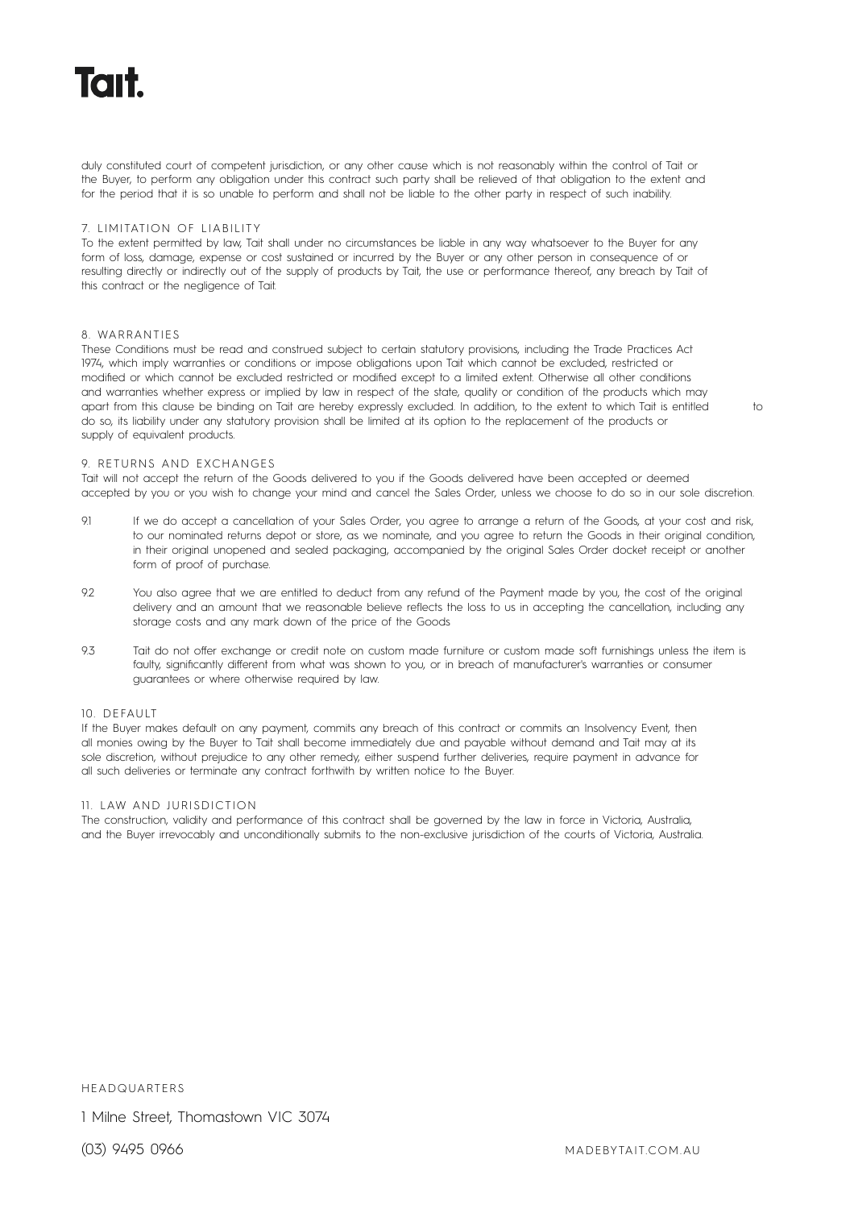duly constituted court of competent jurisdiction, or any other cause which is not reasonably within the control of Tait or the Buyer, to perform any obligation under this contract such party shall be relieved of that obligation to the extent and for the period that it is so unable to perform and shall not be liable to the other party in respect of such inability.

## 7. LIMITATION OF LIABILITY

To the extent permitted by law, Tait shall under no circumstances be liable in any way whatsoever to the Buyer for any form of loss, damage, expense or cost sustained or incurred by the Buyer or any other person in consequence of or resulting directly or indirectly out of the supply of products by Tait, the use or performance thereof, any breach by Tait of this contract or the negligence of Tait.

## 8. WARRANTIES

These Conditions must be read and construed subject to certain statutory provisions, including the Trade Practices Act 1974, which imply warranties or conditions or impose obligations upon Tait which cannot be excluded, restricted or modified or which cannot be excluded restricted or modified except to a limited extent. Otherwise all other conditions and warranties whether express or implied by law in respect of the state, quality or condition of the products which may apart from this clause be binding on Tait are hereby expressly excluded. In addition, to the extent to which Tait is entitled to do so, its liability under any statutory provision shall be limited at its option to the replacement of the products or supply of equivalent products.

## 9. RETURNS AND EXCHANGES

Tait will not accept the return of the Goods delivered to you if the Goods delivered have been accepted or deemed accepted by you or you wish to change your mind and cancel the Sales Order, unless we choose to do so in our sole discretion.

9.1 If we do accept a cancellation of your Sales Order, you agree to arrange a return of the Goods, at your cost and risk, to our nominated returns depot or store, as we nominate, and you agree to return the Goods in their original condition, in their original unopened and sealed packaging, accompanied by the original Sales Order docket receipt or another form of proof of purchase.

9.2 You also agree that we are entitled to deduct from any refund of the Payment made by you, the cost of the original delivery and an amount that we reasonable believe reflects the loss to us in accepting the cancellation, including any storage costs and any mark down of the price of the Goods

9.3 Tait do not offer exchange or credit note on custom made furniture or custom made soft furnishings unless the item is faulty, significantly different from what was shown to you, or in breach of manufacturer's warranties or consumer guarantees or where otherwise required by law.

## 10. DEFAULT

If the Buyer makes default on any payment, commits any breach of this contract or commits an Insolvency Event, then all monies owing by the Buyer to Tait shall become immediately due and payable without demand and Tait may at its sole discretion, without prejudice to any other remedy, either suspend further deliveries, require payment in advance for all such deliveries or terminate any contract forthwith by written notice to the Buyer.

## 11. LAW AND JURISDICTION

The construction, validity and performance of this contract shall be governed by the law in force in Victoria, Australia, and the Buyer irrevocably and unconditionally submits to the non-exclusive jurisdiction of the courts of Victoria, Australia.